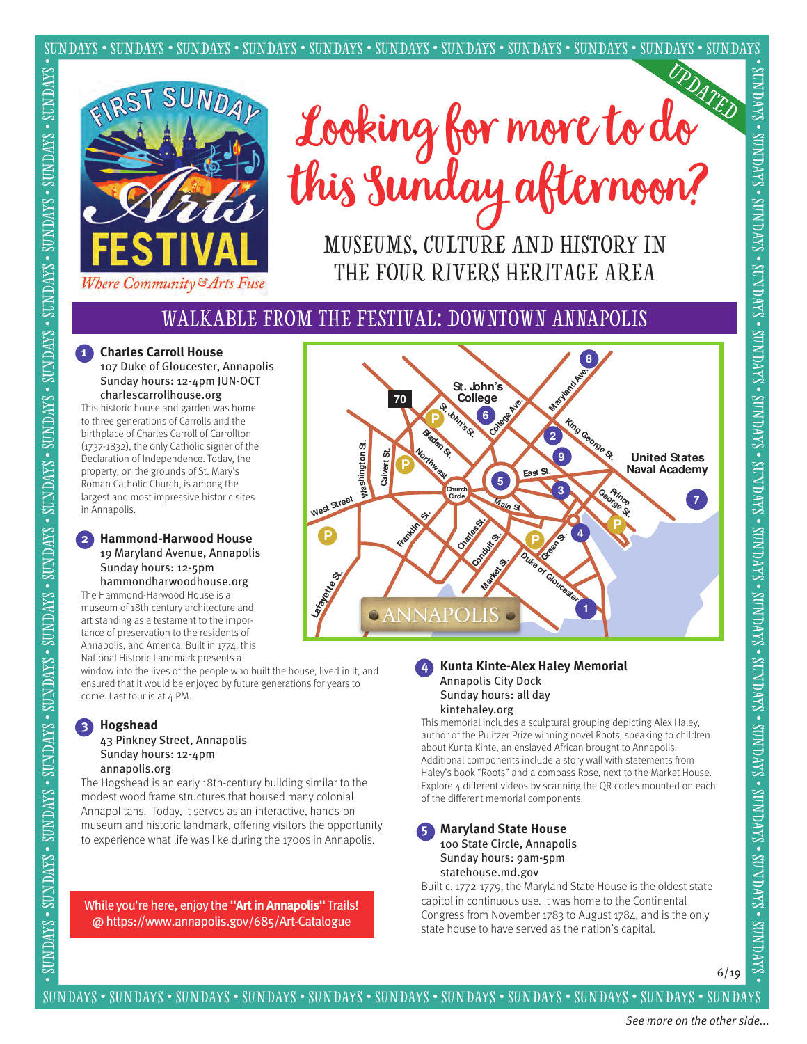# Looking for more to do this Sunday afternoon?

UPDATED

FIRST SUNDAY Arts FESTIVAL *Where Community & Arts Fuse*

MUSEUMS, CULTURE AND HISTORY IN THE FOUR RIVERS HERITAGE AREA

## WALKABLE FROM THE FESTIVAL: DOWNTOWN ANNAPOLIS

### 1 Charles Carroll House

107 Duke of Gloucester, Annapolis
Sunday hours: 12-4pm JUN-OCT
charlescarrollhouse.org

This historic house and garden was home to three generations of Carrolls and the birthplace of Charles Carroll of Carrollton (1737-1832), the only Catholic signer of the Declaration of Independence. Today, the property, on the grounds of St. Mary's Roman Catholic Church, is among the largest and most impressive historic sites in Annapolis.

### 2 Hammond-Harwood House

19 Maryland Avenue, Annapolis
Sunday hours: 12-5pm
hammondharwoodhouse.org

The Hammond-Harwood House is a museum of 18th century architecture and art standing as a testament to the importance of preservation to the residents of Annapolis, and America. Built in 1774, this National Historic Landmark presents a window into the lives of the people who built the house, lived in it, and ensured that it would be enjoyed by future generations for years to come. Last tour is at 4 PM.

### 3 Hogshead

43 Pinkney Street, Annapolis
Sunday hours: 12-4pm
annapolis.org

The Hogshead is an early 18th-century building similar to the modest wood frame structures that housed many colonial Annapolitans. Today, it serves as an interactive, hands-on museum and historic landmark, offering visitors the opportunity to experience what life was like during the 1700s in Annapolis.

While you're here, enjoy the **"Art in Annapolis"** Trails! @ https://www.annapolis.gov/685/Art-Catalogue

### 4 Kunta Kinte-Alex Haley Memorial

Annapolis City Dock
Sunday hours: all day
kintehaley.org

This memorial includes a sculptural grouping depicting Alex Haley, author of the Pulitzer Prize winning novel Roots, speaking to children about Kunta Kinte, an enslaved African brought to Annapolis. Additional components include a story wall with statements from Haley's book "Roots" and a compass Rose, next to the Market House. Explore 4 different videos by scanning the QR codes mounted on each of the different memorial components.

### 5 Maryland State House

100 State Circle, Annapolis
Sunday hours: 9am-5pm
statehouse.md.gov

Built c. 1772-1779, the Maryland State House is the oldest state capitol in continuous use. It was home to the Continental Congress from November 1783 to August 1784, and is the only state house to have served as the nation's capital.

6/19

*See more on the other side...*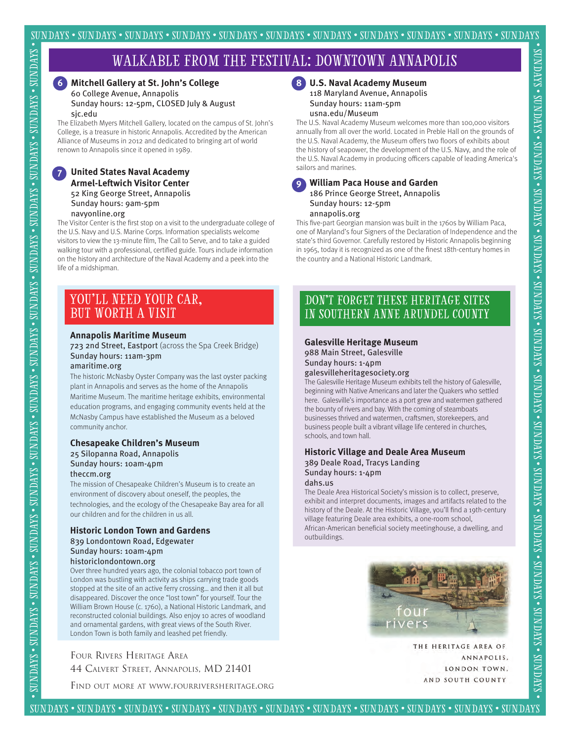## WALKABLE FROM THE FESTIVAL: DOWNTOWN ANNAPOLIS

### 6 Mitchell Gallery at St. John's College

60 College Avenue, Annapolis
Sunday hours: 12-5pm, CLOSED July & August
sjc.edu

The Elizabeth Myers Mitchell Gallery, located on the campus of St. John's College, is a treasure in historic Annapolis. Accredited by the American Alliance of Museums in 2012 and dedicated to bringing art of world renown to Annapolis since it opened in 1989.

### 7 United States Naval Academy Armel-Leftwich Visitor Center

52 King George Street, Annapolis
Sunday hours: 9am-5pm
navyonline.org

The Visitor Center is the first stop on a visit to the undergraduate college of the U.S. Navy and U.S. Marine Corps. Information specialists welcome visitors to view the 13-minute film, The Call to Serve, and to take a guided walking tour with a professional, certified guide. Tours include information on the history and architecture of the Naval Academy and a peek into the life of a midshipman.

### 8 U.S. Naval Academy Museum

118 Maryland Avenue, Annapolis
Sunday hours: 11am-5pm
usna.edu/Museum

The U.S. Naval Academy Museum welcomes more than 100,000 visitors annually from all over the world. Located in Preble Hall on the grounds of the U.S. Naval Academy, the Museum offers two floors of exhibits about the history of seapower, the development of the U.S. Navy, and the role of the U.S. Naval Academy in producing officers capable of leading America's sailors and marines.

### 9 William Paca House and Garden

186 Prince George Street, Annapolis
Sunday hours: 12-5pm
annapolis.org

This five-part Georgian mansion was built in the 1760s by William Paca, one of Maryland's four Signers of the Declaration of Independence and the state's third Governor. Carefully restored by Historic Annapolis beginning in 1965, today it is recognized as one of the finest 18th-century homes in the country and a National Historic Landmark.

## YOU'LL NEED YOUR CAR, BUT WORTH A VISIT

### Annapolis Maritime Museum

723 2nd Street, Eastport (across the Spa Creek Bridge)
Sunday hours: 11am-3pm
amaritime.org

The historic McNasby Oyster Company was the last oyster packing plant in Annapolis and serves as the home of the Annapolis Maritime Museum. The maritime heritage exhibits, environmental education programs, and engaging community events held at the McNasby Campus have established the Museum as a beloved community anchor.

### Chesapeake Children's Museum

25 Silopanna Road, Annapolis
Sunday hours: 10am-4pm
theccm.org

The mission of Chesapeake Children's Museum is to create an environment of discovery about oneself, the peoples, the technologies, and the ecology of the Chesapeake Bay area for all our children and for the children in us all.

### Historic London Town and Gardens

839 Londontown Road, Edgewater
Sunday hours: 10am-4pm
historiclondontown.org

Over three hundred years ago, the colonial tobacco port town of London was bustling with activity as ships carrying trade goods stopped at the site of an active ferry crossing… and then it all but disappeared. Discover the once "lost town" for yourself. Tour the William Brown House (c. 1760), a National Historic Landmark, and reconstructed colonial buildings. Also enjoy 10 acres of woodland and ornamental gardens, with great views of the South River. London Town is both family and leashed pet friendly.

## DON'T FORGET THESE HERITAGE SITES IN SOUTHERN ANNE ARUNDEL COUNTY

### Galesville Heritage Museum

988 Main Street, Galesville
Sunday hours: 1-4pm
galesvilleheritagesociety.org

The Galesville Heritage Museum exhibits tell the history of Galesville, beginning with Native Americans and later the Quakers who settled here. Galesville's importance as a port grew and watermen gathered the bounty of rivers and bay. With the coming of steamboats businesses thrived and watermen, craftsmen, storekeepers, and business people built a vibrant village life centered in churches, schools, and town hall.

### Historic Village and Deale Area Museum

389 Deale Road, Tracys Landing
Sunday hours: 1-4pm
dahs.us

The Deale Area Historical Society's mission is to collect, preserve, exhibit and interpret documents, images and artifacts related to the history of the Deale. At the Historic Village, you'll find a 19th-century village featuring Deale area exhibits, a one-room school, African-American beneficial society meetinghouse, a dwelling, and outbuildings.

four rivers

THE HERITAGE AREA OF ANNAPOLIS, LONDON TOWN, AND SOUTH COUNTY

Four Rivers Heritage Area
44 Calvert Street, Annapolis, MD 21401
Find out more at www.fourriversheritage.org